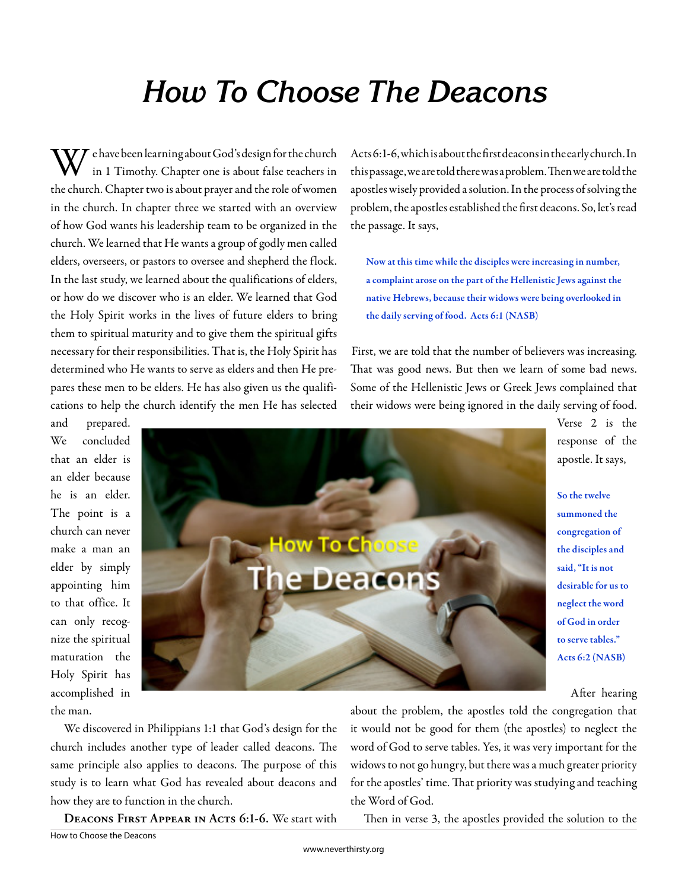# How To Choose The Deacons

We have been learning about God's design for the church in 1 Timothy. Chapter one is about false teachers in the church. Chapter two is about prayer and the role of women in the church. In chapter three we started with an overview of how God wants his leadership team to be organized in the church. We learned that He wants a group of godly men called elders, overseers, or pastors to oversee and shepherd the flock. In the last study, we learned about the qualifications of elders, or how do we discover who is an elder. We learned that God the Holy Spirit works in the lives of future elders to bring them to spiritual maturity and to give them the spiritual gifts necessary for their responsibilities. That is, the Holy Spirit has determined who He wants to serve as elders and then He prepares these men to be elders. He has also given us the qualifications to help the church identify the men He has selected and prepared. We concluded that an elder is an elder because he is an elder. The point is a church can never make a man an elder by simply appointing him to that office. It can only recognize the spiritual maturation the Holy Spirit has accomplished in the man.

We discovered in Philippians 1:1 that God's design for the church includes another type of leader called deacons. The same principle also applies to deacons. The purpose of this study is to learn what God has revealed about deacons and how they are to function in the church.

**Deacons First Appear in Acts 6:1-6.** We start with Acts 6:1-6, which is about the first deacons in the early church. In this passage, we are told there was a problem. Then we are told the apostles wisely provided a solution. In the process of solving the problem, the apostles established the first deacons. So, let's read the passage. It says,

> **Now at this time while the disciples were increasing in number, a complaint arose on the part of the Hellenistic Jews against the native Hebrews, because their widows were being overlooked in the daily serving of food. Acts 6:1 (NASB)**

First, we are told that the number of believers was increasing. That was good news. But then we learn of some bad news. Some of the Hellenistic Jews or Greek Jews complained that their widows were being ignored in the daily serving of food. Verse 2 is the response of the apostle. It says,

> **So the twelve summoned the congregation of the disciples and said, "It is not desirable for us to neglect the word of God in order to serve tables." Acts 6:2 (NASB)**

After hearing about the problem, the apostles told the congregation that it would not be good for them (the apostles) to neglect the word of God to serve tables. Yes, it was very important for the widows to not go hungry, but there was a much greater priority for the apostles' time. That priority was studying and teaching the Word of God.

Then in verse 3, the apostles provided the solution to the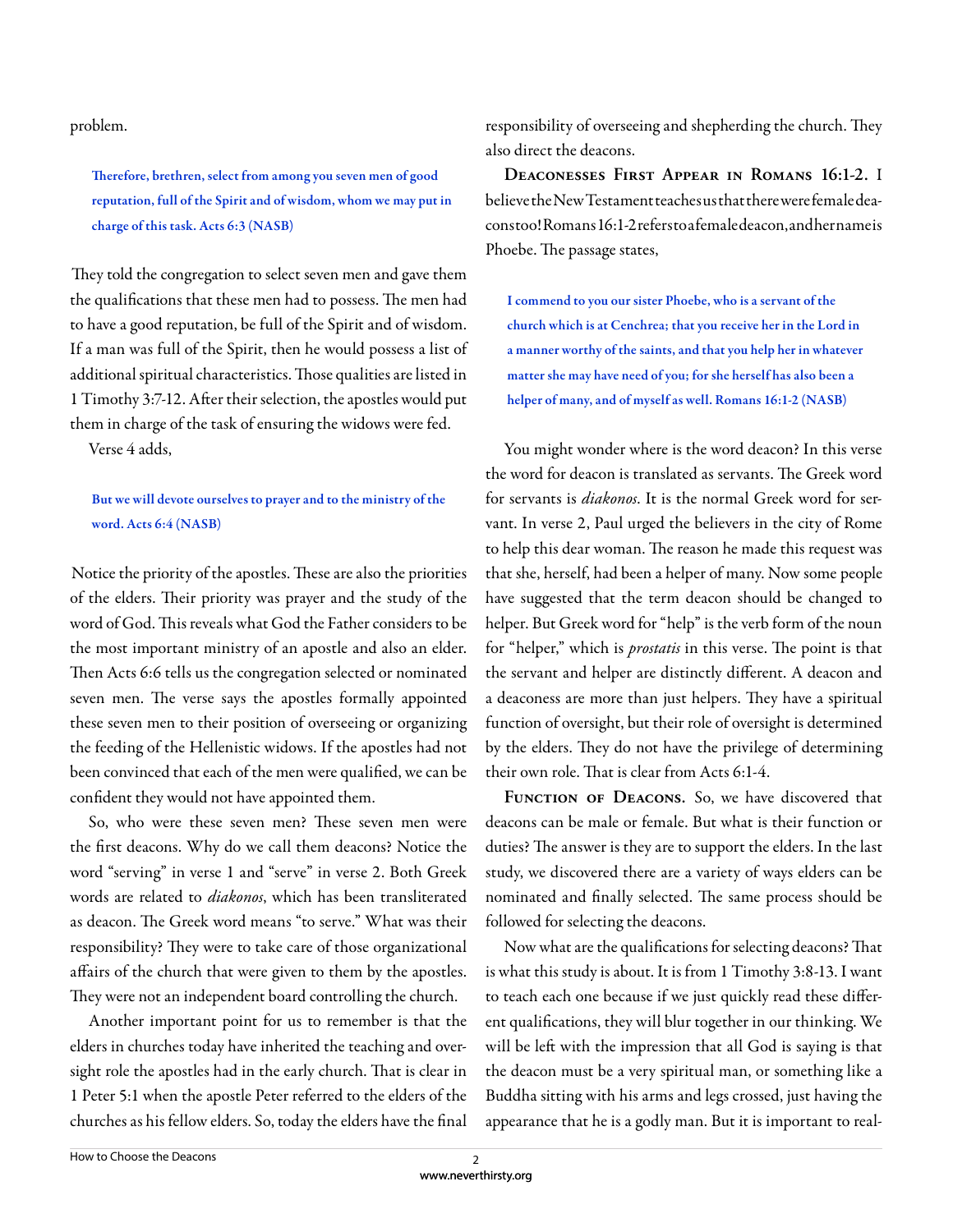problem.

> **Therefore, brethren, select from among you seven men of good reputation, full of the Spirit and of wisdom, whom we may put in charge of this task. Acts 6:3 (NASB)**

They told the congregation to select seven men and gave them the qualifications that these men had to possess. The men had to have a good reputation, be full of the Spirit and of wisdom. If a man was full of the Spirit, then he would possess a list of additional spiritual characteristics. Those qualities are listed in 1 Timothy 3:7-12. After their selection, the apostles would put them in charge of the task of ensuring the widows were fed.

Verse 4 adds,

> **But we will devote ourselves to prayer and to the ministry of the word. Acts 6:4 (NASB)**

Notice the priority of the apostles. These are also the priorities of the elders. Their priority was prayer and the study of the word of God. This reveals what God the Father considers to be the most important ministry of an apostle and also an elder. Then Acts 6:6 tells us the congregation selected or nominated seven men. The verse says the apostles formally appointed these seven men to their position of overseeing or organizing the feeding of the Hellenistic widows. If the apostles had not been convinced that each of the men were qualified, we can be confident they would not have appointed them.

So, who were these seven men? These seven men were the first deacons. Why do we call them deacons? Notice the word "serving" in verse 1 and "serve" in verse 2. Both Greek words are related to *diakonos*, which has been transliterated as deacon. The Greek word means "to serve." What was their responsibility? They were to take care of those organizational affairs of the church that were given to them by the apostles. They were not an independent board controlling the church.

Another important point for us to remember is that the elders in churches today have inherited the teaching and oversight role the apostles had in the early church. That is clear in 1 Peter 5:1 when the apostle Peter referred to the elders of the churches as his fellow elders. So, today the elders have the final responsibility of overseeing and shepherding the church. They also direct the deacons.

**Deaconesses First Appear in Romans 16:1-2.** I believe the New Testament teaches us that there were female deacons too! Romans 16:1-2 refers to a female deacon, and her name is Phoebe. The passage states,

> **I commend to you our sister Phoebe, who is a servant of the church which is at Cenchrea; that you receive her in the Lord in a manner worthy of the saints, and that you help her in whatever matter she may have need of you; for she herself has also been a helper of many, and of myself as well. Romans 16:1-2 (NASB)**

You might wonder where is the word deacon? In this verse the word for deacon is translated as servants. The Greek word for servants is *diakonos*. It is the normal Greek word for servant. In verse 2, Paul urged the believers in the city of Rome to help this dear woman. The reason he made this request was that she, herself, had been a helper of many. Now some people have suggested that the term deacon should be changed to helper. But Greek word for "help" is the verb form of the noun for "helper," which is *prostatis* in this verse. The point is that the servant and helper are distinctly different. A deacon and a deaconess are more than just helpers. They have a spiritual function of oversight, but their role of oversight is determined by the elders. They do not have the privilege of determining their own role. That is clear from Acts 6:1-4.

**Function of Deacons.** So, we have discovered that deacons can be male or female. But what is their function or duties? The answer is they are to support the elders. In the last study, we discovered there are a variety of ways elders can be nominated and finally selected. The same process should be followed for selecting the deacons.

Now what are the qualifications for selecting deacons? That is what this study is about. It is from 1 Timothy 3:8-13. I want to teach each one because if we just quickly read these different qualifications, they will blur together in our thinking. We will be left with the impression that all God is saying is that the deacon must be a very spiritual man, or something like a Buddha sitting with his arms and legs crossed, just having the appearance that he is a godly man. But it is important to real-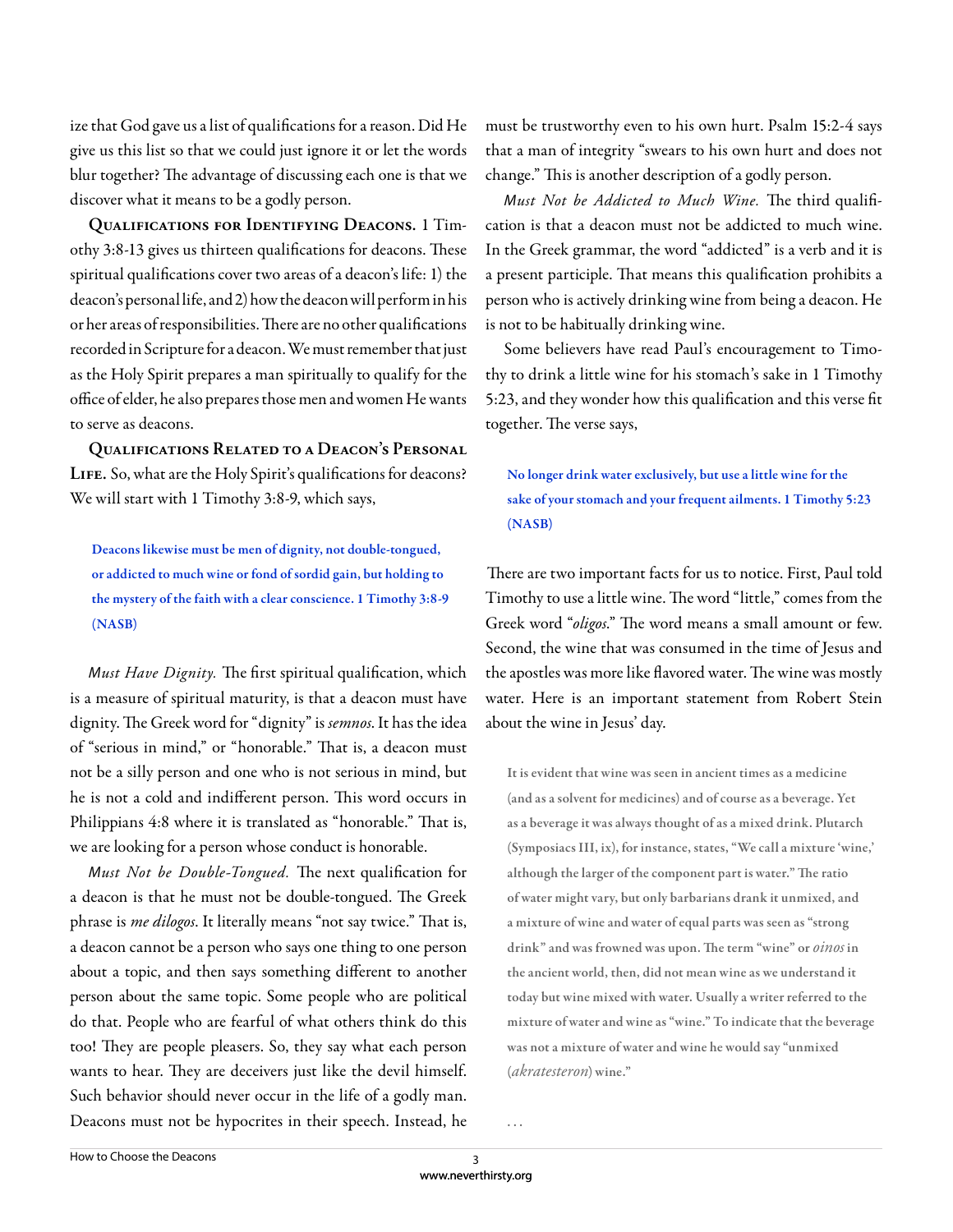ize that God gave us a list of qualifications for a reason. Did He give us this list so that we could just ignore it or let the words blur together? The advantage of discussing each one is that we discover what it means to be a godly person.

**Qualifications for Identifying Deacons.** 1 Timothy 3:8-13 gives us thirteen qualifications for deacons. These spiritual qualifications cover two areas of a deacon's life: 1) the deacon's personal life, and 2) how the deacon will perform in his or her areas of responsibilities. There are no other qualifications recorded in Scripture for a deacon. We must remember that just as the Holy Spirit prepares a man spiritually to qualify for the office of elder, he also prepares those men and women He wants to serve as deacons.

**Qualifications Related to a Deacon's Personal Life.** So, what are the Holy Spirit's qualifications for deacons? We will start with 1 Timothy 3:8-9, which says,

> **Deacons likewise must be men of dignity, not double-tongued, or addicted to much wine or fond of sordid gain, but holding to the mystery of the faith with a clear conscience. 1 Timothy 3:8-9 (NASB)**

*Must Have Dignity.* The first spiritual qualification, which is a measure of spiritual maturity, is that a deacon must have dignity. The Greek word for "dignity" is *semnos*. It has the idea of "serious in mind," or "honorable." That is, a deacon must not be a silly person and one who is not serious in mind, but he is not a cold and indifferent person. This word occurs in Philippians 4:8 where it is translated as "honorable." That is, we are looking for a person whose conduct is honorable.

*Must Not be Double-Tongued.* The next qualification for a deacon is that he must not be double-tongued. The Greek phrase is *me dilogos*. It literally means "not say twice." That is, a deacon cannot be a person who says one thing to one person about a topic, and then says something different to another person about the same topic. Some people who are political do that. People who are fearful of what others think do this too! They are people pleasers. So, they say what each person wants to hear. They are deceivers just like the devil himself. Such behavior should never occur in the life of a godly man. Deacons must not be hypocrites in their speech. Instead, he must be trustworthy even to his own hurt. Psalm 15:2-4 says that a man of integrity "swears to his own hurt and does not change." This is another description of a godly person.

*Must Not be Addicted to Much Wine.* The third qualification is that a deacon must not be addicted to much wine. In the Greek grammar, the word "addicted" is a verb and it is a present participle. That means this qualification prohibits a person who is actively drinking wine from being a deacon. He is not to be habitually drinking wine.

Some believers have read Paul's encouragement to Timothy to drink a little wine for his stomach's sake in 1 Timothy 5:23, and they wonder how this qualification and this verse fit together. The verse says,

> **No longer drink water exclusively, but use a little wine for the sake of your stomach and your frequent ailments. 1 Timothy 5:23 (NASB)**

There are two important facts for us to notice. First, Paul told Timothy to use a little wine. The word "little," comes from the Greek word "*oligos*." The word means a small amount or few. Second, the wine that was consumed in the time of Jesus and the apostles was more like flavored water. The wine was mostly water. Here is an important statement from Robert Stein about the wine in Jesus' day.

> It is evident that wine was seen in ancient times as a medicine (and as a solvent for medicines) and of course as a beverage. Yet as a beverage it was always thought of as a mixed drink. Plutarch (Symposiacs III, ix), for instance, states, "We call a mixture 'wine,' although the larger of the component part is water." The ratio of water might vary, but only barbarians drank it unmixed, and a mixture of wine and water of equal parts was seen as "strong drink" and was frowned was upon. The term "wine" or *oinos* in the ancient world, then, did not mean wine as we understand it today but wine mixed with water. Usually a writer referred to the mixture of water and wine as "wine." To indicate that the beverage was not a mixture of water and wine he would say "unmixed (*akratesteron*) wine."
>
> . . .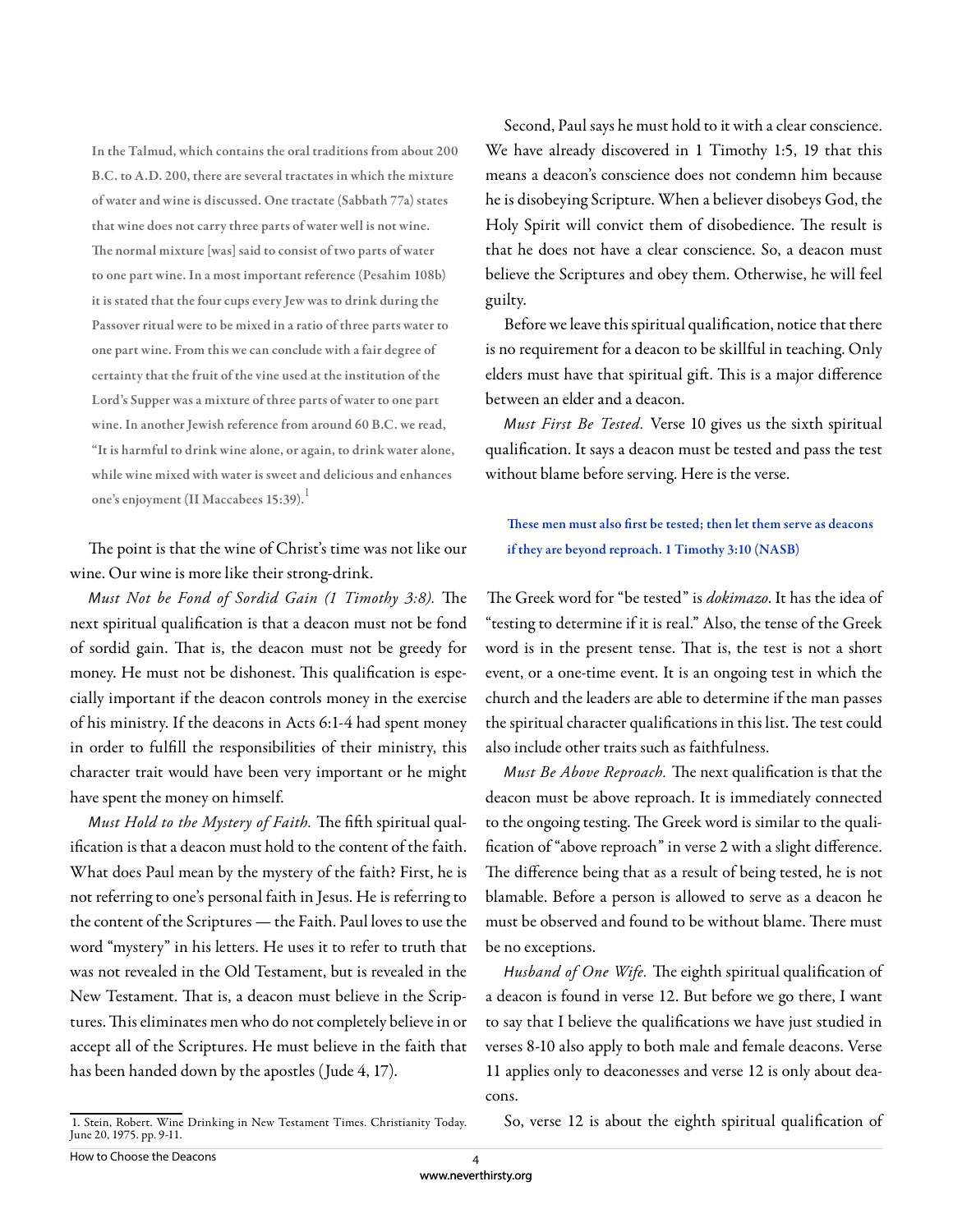> In the Talmud, which contains the oral traditions from about 200 B.C. to A.D. 200, there are several tractates in which the mixture of water and wine is discussed. One tractate (Sabbath 77a) states that wine does not carry three parts of water well is not wine. The normal mixture [was] said to consist of two parts of water to one part wine. In a most important reference (Pesahim 108b) it is stated that the four cups every Jew was to drink during the Passover ritual were to be mixed in a ratio of three parts water to one part wine. From this we can conclude with a fair degree of certainty that the fruit of the vine used at the institution of the Lord's Supper was a mixture of three parts of water to one part wine. In another Jewish reference from around 60 B.C. we read, "It is harmful to drink wine alone, or again, to drink water alone, while wine mixed with water is sweet and delicious and enhances one's enjoyment (II Maccabees 15:39).[1]

The point is that the wine of Christ's time was not like our wine. Our wine is more like their strong-drink.

*Must Not be Fond of Sordid Gain (1 Timothy 3:8).* The next spiritual qualification is that a deacon must not be fond of sordid gain. That is, the deacon must not be greedy for money. He must not be dishonest. This qualification is especially important if the deacon controls money in the exercise of his ministry. If the deacons in Acts 6:1-4 had spent money in order to fulfill the responsibilities of their ministry, this character trait would have been very important or he might have spent the money on himself.

*Must Hold to the Mystery of Faith.* The fifth spiritual qualification is that a deacon must hold to the content of the faith. What does Paul mean by the mystery of the faith? First, he is not referring to one's personal faith in Jesus. He is referring to the content of the Scriptures — the Faith. Paul loves to use the word "mystery" in his letters. He uses it to refer to truth that was not revealed in the Old Testament, but is revealed in the New Testament. That is, a deacon must believe in the Scriptures. This eliminates men who do not completely believe in or accept all of the Scriptures. He must believe in the faith that has been handed down by the apostles (Jude 4, 17).

Second, Paul says he must hold to it with a clear conscience. We have already discovered in 1 Timothy 1:5, 19 that this means a deacon's conscience does not condemn him because he is disobeying Scripture. When a believer disobeys God, the Holy Spirit will convict them of disobedience. The result is that he does not have a clear conscience. So, a deacon must believe the Scriptures and obey them. Otherwise, he will feel guilty.

Before we leave this spiritual qualification, notice that there is no requirement for a deacon to be skillful in teaching. Only elders must have that spiritual gift. This is a major difference between an elder and a deacon.

*Must First Be Tested.* Verse 10 gives us the sixth spiritual qualification. It says a deacon must be tested and pass the test without blame before serving. Here is the verse.

> **These men must also first be tested; then let them serve as deacons if they are beyond reproach. 1 Timothy 3:10 (NASB)**

The Greek word for "be tested" is *dokimazo*. It has the idea of "testing to determine if it is real." Also, the tense of the Greek word is in the present tense. That is, the test is not a short event, or a one-time event. It is an ongoing test in which the church and the leaders are able to determine if the man passes the spiritual character qualifications in this list. The test could also include other traits such as faithfulness.

*Must Be Above Reproach.* The next qualification is that the deacon must be above reproach. It is immediately connected to the ongoing testing. The Greek word is similar to the qualification of "above reproach" in verse 2 with a slight difference. The difference being that as a result of being tested, he is not blamable. Before a person is allowed to serve as a deacon he must be observed and found to be without blame. There must be no exceptions.

*Husband of One Wife.* The eighth spiritual qualification of a deacon is found in verse 12. But before we go there, I want to say that I believe the qualifications we have just studied in verses 8-10 also apply to both male and female deacons. Verse 11 applies only to deaconesses and verse 12 is only about deacons.

So, verse 12 is about the eighth spiritual qualification of

---

1. Stein, Robert. Wine Drinking in New Testament Times. Christianity Today. June 20, 1975. pp. 9-11.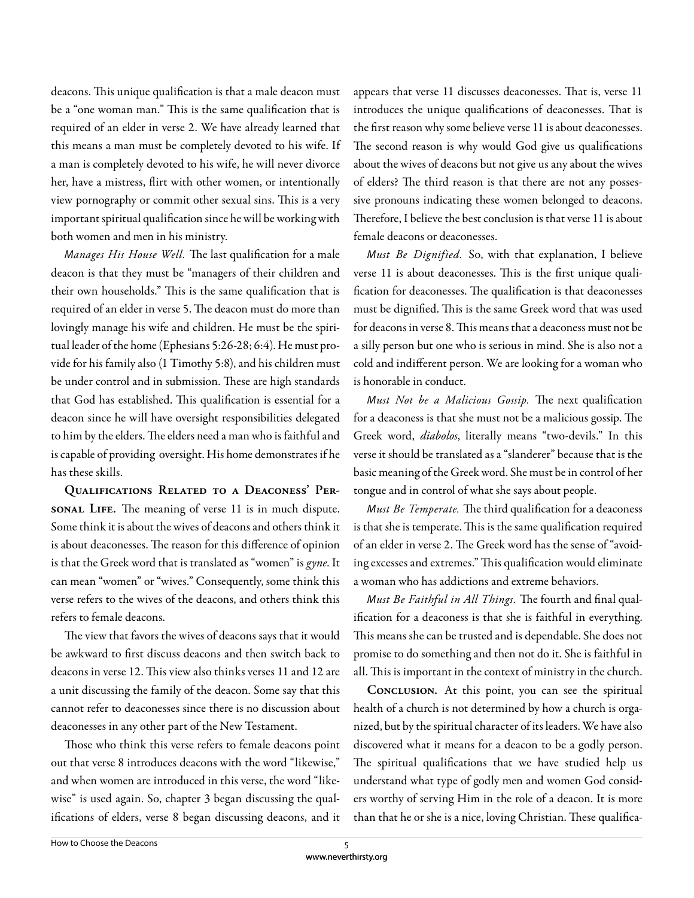deacons. This unique qualification is that a male deacon must be a "one woman man." This is the same qualification that is required of an elder in verse 2. We have already learned that this means a man must be completely devoted to his wife. If a man is completely devoted to his wife, he will never divorce her, have a mistress, flirt with other women, or intentionally view pornography or commit other sexual sins. This is a very important spiritual qualification since he will be working with both women and men in his ministry.

*Manages His House Well.* The last qualification for a male deacon is that they must be "managers of their children and their own households." This is the same qualification that is required of an elder in verse 5. The deacon must do more than lovingly manage his wife and children. He must be the spiritual leader of the home (Ephesians 5:26-28; 6:4). He must provide for his family also (1 Timothy 5:8), and his children must be under control and in submission. These are high standards that God has established. This qualification is essential for a deacon since he will have oversight responsibilities delegated to him by the elders. The elders need a man who is faithful and is capable of providing oversight. His home demonstrates if he has these skills.

**Qualifications Related to a Deaconess' Personal Life.** The meaning of verse 11 is in much dispute. Some think it is about the wives of deacons and others think it is about deaconesses. The reason for this difference of opinion is that the Greek word that is translated as "women" is *gyne*. It can mean "women" or "wives." Consequently, some think this verse refers to the wives of the deacons, and others think this refers to female deacons.

The view that favors the wives of deacons says that it would be awkward to first discuss deacons and then switch back to deacons in verse 12. This view also thinks verses 11 and 12 are a unit discussing the family of the deacon. Some say that this cannot refer to deaconesses since there is no discussion about deaconesses in any other part of the New Testament.

Those who think this verse refers to female deacons point out that verse 8 introduces deacons with the word "likewise," and when women are introduced in this verse, the word "likewise" is used again. So, chapter 3 began discussing the qualifications of elders, verse 8 began discussing deacons, and it appears that verse 11 discusses deaconesses. That is, verse 11 introduces the unique qualifications of deaconesses. That is the first reason why some believe verse 11 is about deaconesses. The second reason is why would God give us qualifications about the wives of deacons but not give us any about the wives of elders? The third reason is that there are not any possessive pronouns indicating these women belonged to deacons. Therefore, I believe the best conclusion is that verse 11 is about female deacons or deaconesses.

*Must Be Dignified.* So, with that explanation, I believe verse 11 is about deaconesses. This is the first unique qualification for deaconesses. The qualification is that deaconesses must be dignified. This is the same Greek word that was used for deacons in verse 8. This means that a deaconess must not be a silly person but one who is serious in mind. She is also not a cold and indifferent person. We are looking for a woman who is honorable in conduct.

*Must Not be a Malicious Gossip.* The next qualification for a deaconess is that she must not be a malicious gossip. The Greek word, *diabolos*, literally means "two-devils." In this verse it should be translated as a "slanderer" because that is the basic meaning of the Greek word. She must be in control of her tongue and in control of what she says about people.

*Must Be Temperate.* The third qualification for a deaconess is that she is temperate. This is the same qualification required of an elder in verse 2. The Greek word has the sense of "avoiding excesses and extremes." This qualification would eliminate a woman who has addictions and extreme behaviors.

*Must Be Faithful in All Things.* The fourth and final qualification for a deaconess is that she is faithful in everything. This means she can be trusted and is dependable. She does not promise to do something and then not do it. She is faithful in all. This is important in the context of ministry in the church.

**Conclusion.** At this point, you can see the spiritual health of a church is not determined by how a church is organized, but by the spiritual character of its leaders. We have also discovered what it means for a deacon to be a godly person. The spiritual qualifications that we have studied help us understand what type of godly men and women God considers worthy of serving Him in the role of a deacon. It is more than that he or she is a nice, loving Christian. These qualifica-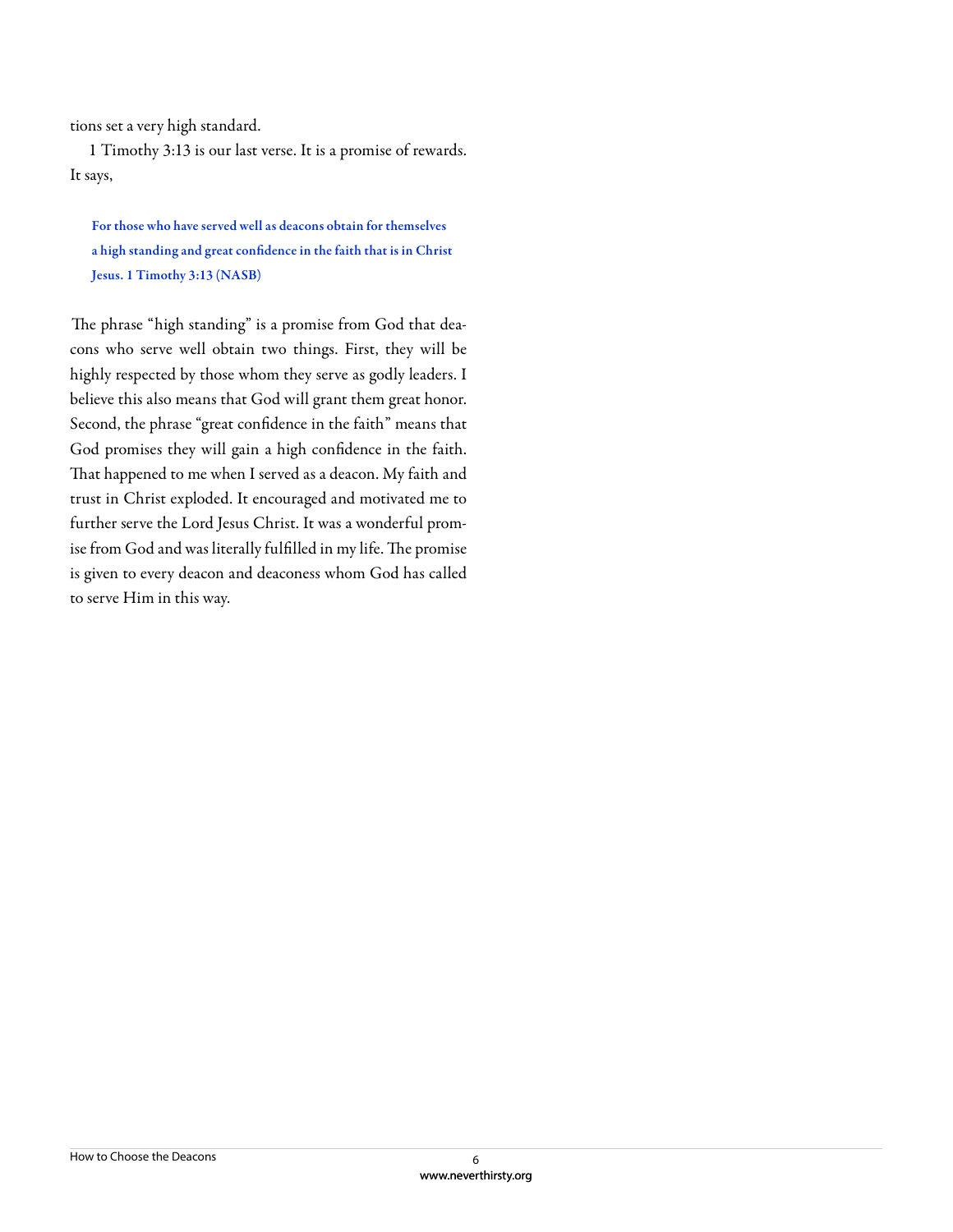tions set a very high standard.

1 Timothy 3:13 is our last verse. It is a promise of rewards. It says,

> **For those who have served well as deacons obtain for themselves a high standing and great confidence in the faith that is in Christ Jesus. 1 Timothy 3:13 (NASB)**

The phrase "high standing" is a promise from God that deacons who serve well obtain two things. First, they will be highly respected by those whom they serve as godly leaders. I believe this also means that God will grant them great honor. Second, the phrase "great confidence in the faith" means that God promises they will gain a high confidence in the faith. That happened to me when I served as a deacon. My faith and trust in Christ exploded. It encouraged and motivated me to further serve the Lord Jesus Christ. It was a wonderful promise from God and was literally fulfilled in my life. The promise is given to every deacon and deaconess whom God has called to serve Him in this way.